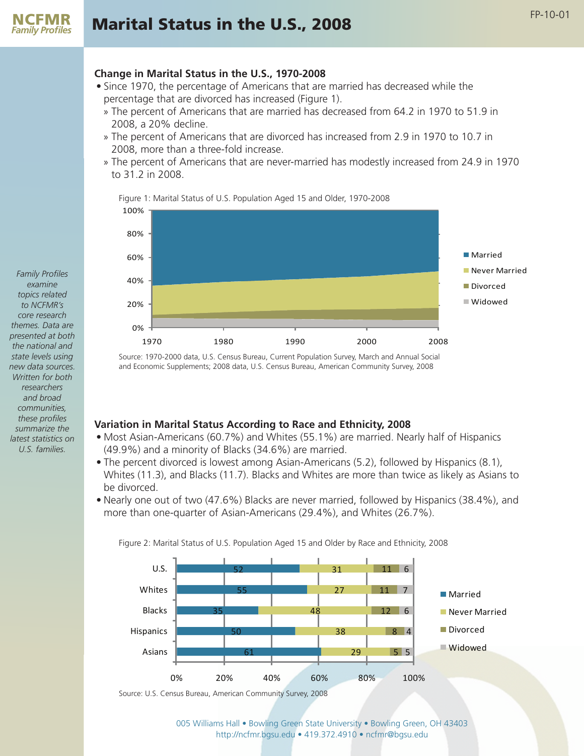# Marital Status in the U.S., 2008

NCFMR Family Profiles

FP-10-01

*Family Profiles examine topics related to NCFMR's core research themes. Data are presented at both the national and state levels using new data sources. Written for both researchers and broad communities, these profiles summarize the latest statistics on U.S. families.*

## Change in Marital Status in the U.S., 1970-2008

- Since 1970, the percentage of Americans that are married has decreased while the percentage that are divorced has increased (Figure 1).
  - » The percent of Americans that are married has decreased from 64.2 in 1970 to 51.9 in 2008, a 20% decline.
  - » The percent of Americans that are divorced has increased from 2.9 in 1970 to 10.7 in 2008, more than a three-fold increase.
  - » The percent of Americans that are never-married has modestly increased from 24.9 in 1970 to 31.2 in 2008.

Figure 1: Marital Status of U.S. Population Aged 15 and Older, 1970-2008

Source: 1970-2000 data, U.S. Census Bureau, Current Population Survey, March and Annual Social and Economic Supplements; 2008 data, U.S. Census Bureau, American Community Survey, 2008

## Variation in Marital Status According to Race and Ethnicity, 2008

- Most Asian-Americans (60.7%) and Whites (55.1%) are married. Nearly half of Hispanics (49.9%) and a minority of Blacks (34.6%) are married.
- The percent divorced is lowest among Asian-Americans (5.2), followed by Hispanics (8.1), Whites (11.3), and Blacks (11.7). Blacks and Whites are more than twice as likely as Asians to be divorced.
- Nearly one out of two (47.6%) Blacks are never married, followed by Hispanics (38.4%), and more than one-quarter of Asian-Americans (29.4%), and Whites (26.7%).

Figure 2: Marital Status of U.S. Population Aged 15 and Older by Race and Ethnicity, 2008

| | Married | Never Married | Divorced | Widowed |
|---|---|---|---|---|
| U.S. | 52 | 31 | 11 | 6 |
| Whites | 55 | 27 | 11 | 7 |
| Blacks | 35 | 48 | 12 | 6 |
| Hispanics | 50 | 38 | 8 | 4 |
| Asians | 61 | 29 | 5 | 5 |

Source: U.S. Census Bureau, American Community Survey, 2008

005 Williams Hall • Bowling Green State University • Bowling Green, OH 43403
http://ncfmr.bgsu.edu • 419.372.4910 • ncfmr@bgsu.edu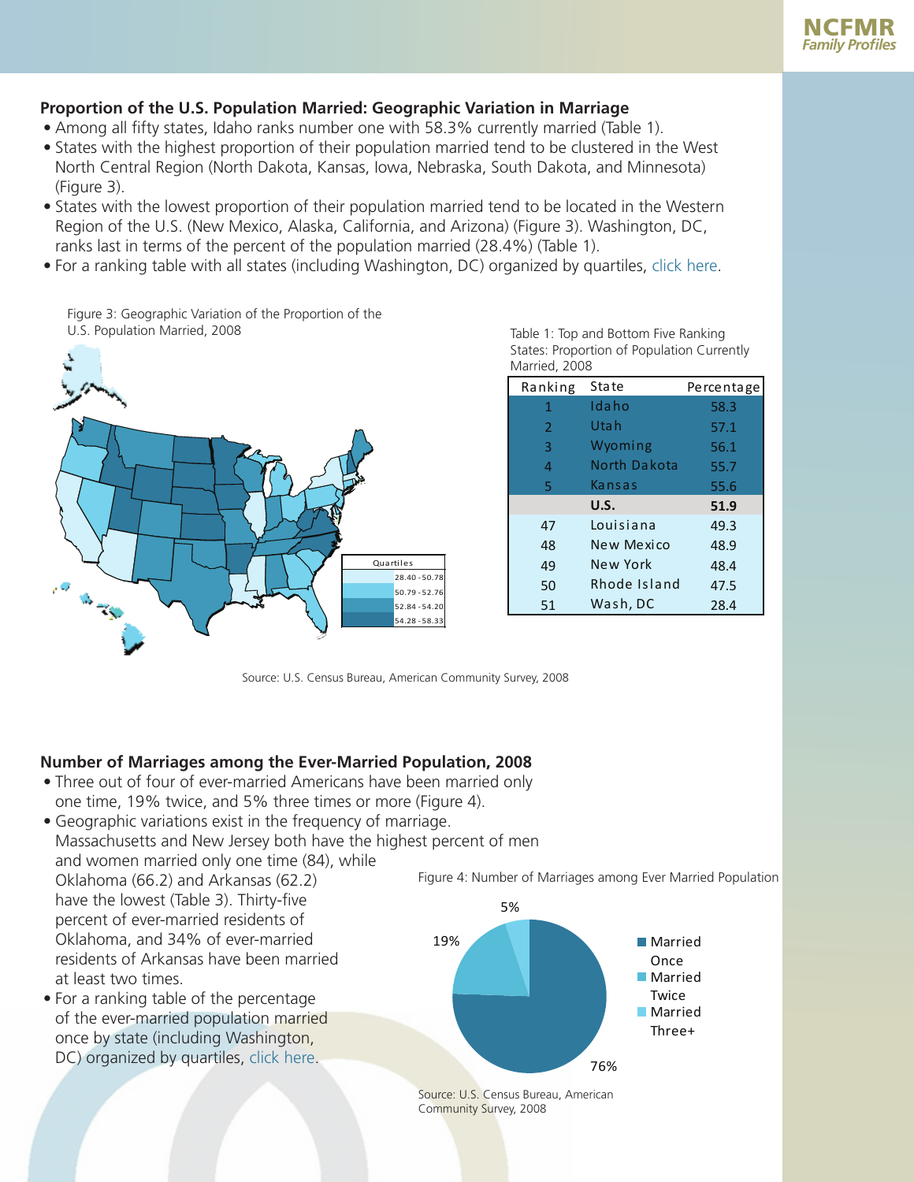## Proportion of the U.S. Population Married: Geographic Variation in Marriage

- Among all fifty states, Idaho ranks number one with 58.3% currently married (Table 1).
- States with the highest proportion of their population married tend to be clustered in the West North Central Region (North Dakota, Kansas, Iowa, Nebraska, South Dakota, and Minnesota) (Figure 3).
- States with the lowest proportion of their population married tend to be located in the Western Region of the U.S. (New Mexico, Alaska, California, and Arizona) (Figure 3). Washington, DC, ranks last in terms of the percent of the population married (28.4%) (Table 1).
- For a ranking table with all states (including Washington, DC) organized by quartiles, click here.

Figure 3: Geographic Variation of the Proportion of the U.S. Population Married, 2008

| Quartiles |
|---|
| 28.40 - 50.78 |
| 50.79 - 52.76 |
| 52.84 - 54.20 |
| 54.28 - 58.33 |

Table 1: Top and Bottom Five Ranking States: Proportion of Population Currently Married, 2008

| Ranking | State | Percentage |
|---|---|---|
| 1 | Idaho | 58.3 |
| 2 | Utah | 57.1 |
| 3 | Wyoming | 56.1 |
| 4 | North Dakota | 55.7 |
| 5 | Kansas | 55.6 |
| | **U.S.** | **51.9** |
| 47 | Louisiana | 49.3 |
| 48 | New Mexico | 48.9 |
| 49 | New York | 48.4 |
| 50 | Rhode Island | 47.5 |
| 51 | Wash, DC | 28.4 |

Source: U.S. Census Bureau, American Community Survey, 2008

## Number of Marriages among the Ever-Married Population, 2008

- Three out of four of ever-married Americans have been married only one time, 19% twice, and 5% three times or more (Figure 4).
- Geographic variations exist in the frequency of marriage. Massachusetts and New Jersey both have the highest percent of men and women married only one time (84), while Oklahoma (66.2) and Arkansas (62.2) have the lowest (Table 3). Thirty-five percent of ever-married residents of Oklahoma, and 34% of ever-married residents of Arkansas have been married at least two times.
- For a ranking table of the percentage of the ever-married population married once by state (including Washington, DC) organized by quartiles, click here.

Figure 4: Number of Marriages among Ever Married Population

| Category | Percentage |
|---|---|
| Married Once | 76% |
| Married Twice | 19% |
| Married Three+ | 5% |

Source: U.S. Census Bureau, American Community Survey, 2008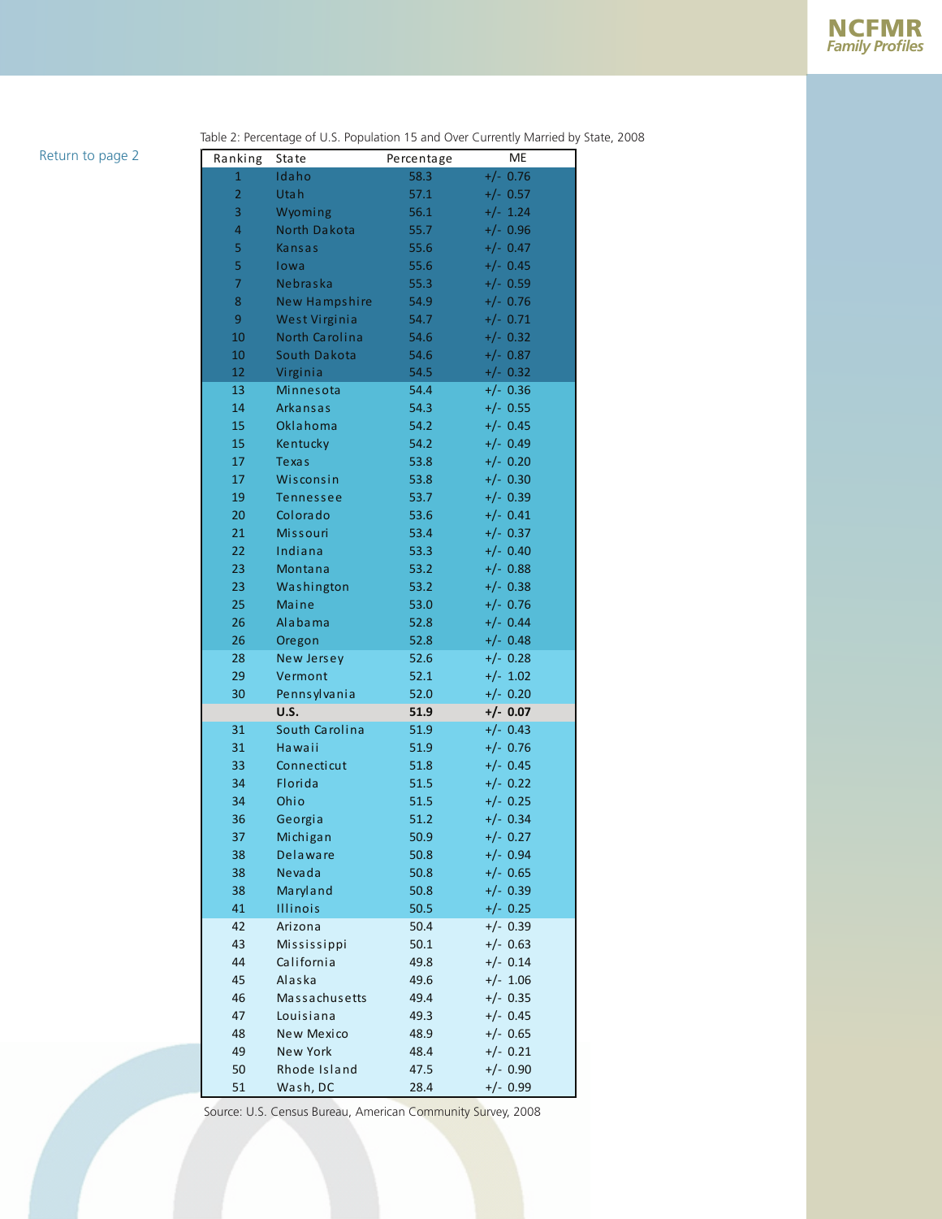Return to page 2

Table 2: Percentage of U.S. Population 15 and Over Currently Married by State, 2008

| Ranking | State | Percentage | ME |
|---|---|---|---|
| 1 | Idaho | 58.3 | +/- 0.76 |
| 2 | Utah | 57.1 | +/- 0.57 |
| 3 | Wyoming | 56.1 | +/- 1.24 |
| 4 | North Dakota | 55.7 | +/- 0.96 |
| 5 | Kansas | 55.6 | +/- 0.47 |
| 5 | Iowa | 55.6 | +/- 0.45 |
| 7 | Nebraska | 55.3 | +/- 0.59 |
| 8 | New Hampshire | 54.9 | +/- 0.76 |
| 9 | West Virginia | 54.7 | +/- 0.71 |
| 10 | North Carolina | 54.6 | +/- 0.32 |
| 10 | South Dakota | 54.6 | +/- 0.87 |
| 12 | Virginia | 54.5 | +/- 0.32 |
| 13 | Minnesota | 54.4 | +/- 0.36 |
| 14 | Arkansas | 54.3 | +/- 0.55 |
| 15 | Oklahoma | 54.2 | +/- 0.45 |
| 15 | Kentucky | 54.2 | +/- 0.49 |
| 17 | Texas | 53.8 | +/- 0.20 |
| 17 | Wisconsin | 53.8 | +/- 0.30 |
| 19 | Tennessee | 53.7 | +/- 0.39 |
| 20 | Colorado | 53.6 | +/- 0.41 |
| 21 | Missouri | 53.4 | +/- 0.37 |
| 22 | Indiana | 53.3 | +/- 0.40 |
| 23 | Montana | 53.2 | +/- 0.88 |
| 23 | Washington | 53.2 | +/- 0.38 |
| 25 | Maine | 53.0 | +/- 0.76 |
| 26 | Alabama | 52.8 | +/- 0.44 |
| 26 | Oregon | 52.8 | +/- 0.48 |
| 28 | New Jersey | 52.6 | +/- 0.28 |
| 29 | Vermont | 52.1 | +/- 1.02 |
| 30 | Pennsylvania | 52.0 | +/- 0.20 |
| | **U.S.** | **51.9** | **+/- 0.07** |
| 31 | South Carolina | 51.9 | +/- 0.43 |
| 31 | Hawaii | 51.9 | +/- 0.76 |
| 33 | Connecticut | 51.8 | +/- 0.45 |
| 34 | Florida | 51.5 | +/- 0.22 |
| 34 | Ohio | 51.5 | +/- 0.25 |
| 36 | Georgia | 51.2 | +/- 0.34 |
| 37 | Michigan | 50.9 | +/- 0.27 |
| 38 | Delaware | 50.8 | +/- 0.94 |
| 38 | Nevada | 50.8 | +/- 0.65 |
| 38 | Maryland | 50.8 | +/- 0.39 |
| 41 | Illinois | 50.5 | +/- 0.25 |
| 42 | Arizona | 50.4 | +/- 0.39 |
| 43 | Mississippi | 50.1 | +/- 0.63 |
| 44 | California | 49.8 | +/- 0.14 |
| 45 | Alaska | 49.6 | +/- 1.06 |
| 46 | Massachusetts | 49.4 | +/- 0.35 |
| 47 | Louisiana | 49.3 | +/- 0.45 |
| 48 | New Mexico | 48.9 | +/- 0.65 |
| 49 | New York | 48.4 | +/- 0.21 |
| 50 | Rhode Island | 47.5 | +/- 0.90 |
| 51 | Wash, DC | 28.4 | +/- 0.99 |

Source: U.S. Census Bureau, American Community Survey, 2008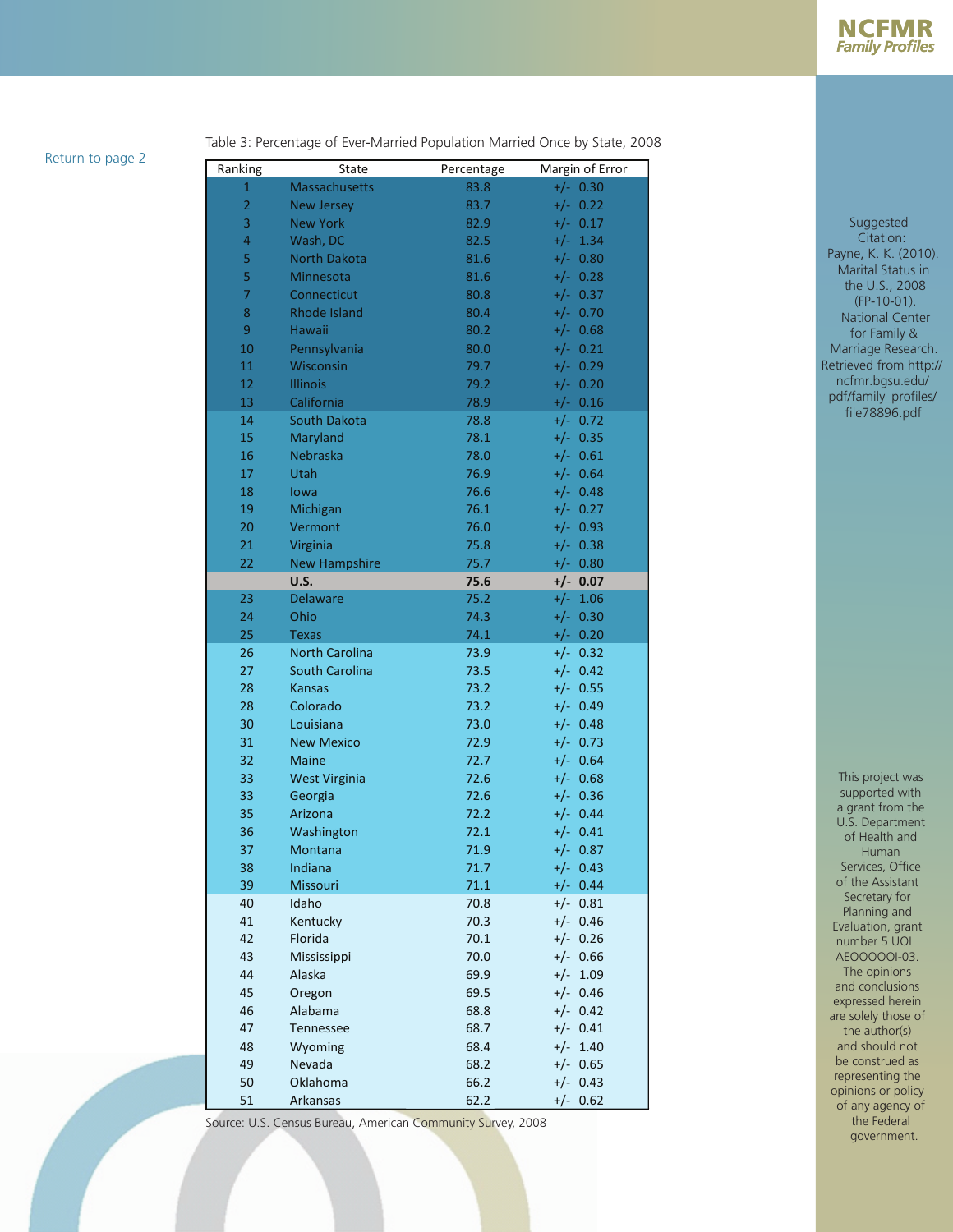Return to page 2

Table 3: Percentage of Ever-Married Population Married Once by State, 2008

| Ranking | State | Percentage | Margin of Error |
|---|---|---|---|
| 1 | Massachusetts | 83.8 | +/- 0.30 |
| 2 | New Jersey | 83.7 | +/- 0.22 |
| 3 | New York | 82.9 | +/- 0.17 |
| 4 | Wash, DC | 82.5 | +/- 1.34 |
| 5 | North Dakota | 81.6 | +/- 0.80 |
| 5 | Minnesota | 81.6 | +/- 0.28 |
| 7 | Connecticut | 80.8 | +/- 0.37 |
| 8 | Rhode Island | 80.4 | +/- 0.70 |
| 9 | Hawaii | 80.2 | +/- 0.68 |
| 10 | Pennsylvania | 80.0 | +/- 0.21 |
| 11 | Wisconsin | 79.7 | +/- 0.29 |
| 12 | Illinois | 79.2 | +/- 0.20 |
| 13 | California | 78.9 | +/- 0.16 |
| 14 | South Dakota | 78.8 | +/- 0.72 |
| 15 | Maryland | 78.1 | +/- 0.35 |
| 16 | Nebraska | 78.0 | +/- 0.61 |
| 17 | Utah | 76.9 | +/- 0.64 |
| 18 | Iowa | 76.6 | +/- 0.48 |
| 19 | Michigan | 76.1 | +/- 0.27 |
| 20 | Vermont | 76.0 | +/- 0.93 |
| 21 | Virginia | 75.8 | +/- 0.38 |
| 22 | New Hampshire | 75.7 | +/- 0.80 |
| | **U.S.** | **75.6** | **+/- 0.07** |
| 23 | Delaware | 75.2 | +/- 1.06 |
| 24 | Ohio | 74.3 | +/- 0.30 |
| 25 | Texas | 74.1 | +/- 0.20 |
| 26 | North Carolina | 73.9 | +/- 0.32 |
| 27 | South Carolina | 73.5 | +/- 0.42 |
| 28 | Kansas | 73.2 | +/- 0.55 |
| 28 | Colorado | 73.2 | +/- 0.49 |
| 30 | Louisiana | 73.0 | +/- 0.48 |
| 31 | New Mexico | 72.9 | +/- 0.73 |
| 32 | Maine | 72.7 | +/- 0.64 |
| 33 | West Virginia | 72.6 | +/- 0.68 |
| 33 | Georgia | 72.6 | +/- 0.36 |
| 35 | Arizona | 72.2 | +/- 0.44 |
| 36 | Washington | 72.1 | +/- 0.41 |
| 37 | Montana | 71.9 | +/- 0.87 |
| 38 | Indiana | 71.7 | +/- 0.43 |
| 39 | Missouri | 71.1 | +/- 0.44 |
| 40 | Idaho | 70.8 | +/- 0.81 |
| 41 | Kentucky | 70.3 | +/- 0.46 |
| 42 | Florida | 70.1 | +/- 0.26 |
| 43 | Mississippi | 70.0 | +/- 0.66 |
| 44 | Alaska | 69.9 | +/- 1.09 |
| 45 | Oregon | 69.5 | +/- 0.46 |
| 46 | Alabama | 68.8 | +/- 0.42 |
| 47 | Tennessee | 68.7 | +/- 0.41 |
| 48 | Wyoming | 68.4 | +/- 1.40 |
| 49 | Nevada | 68.2 | +/- 0.65 |
| 50 | Oklahoma | 66.2 | +/- 0.43 |
| 51 | Arkansas | 62.2 | +/- 0.62 |

Source: U.S. Census Bureau, American Community Survey, 2008

Suggested Citation: Payne, K. K. (2010). Marital Status in the U.S., 2008 (FP-10-01). National Center for Family & Marriage Research. Retrieved from http://ncfmr.bgsu.edu/pdf/family_profiles/file78896.pdf

This project was supported with a grant from the U.S. Department of Health and Human Services, Office of the Assistant Secretary for Planning and Evaluation, grant number 5 UOI AEOOOOOI-03. The opinions and conclusions expressed herein are solely those of the author(s) and should not be construed as representing the opinions or policy of any agency of the Federal government.